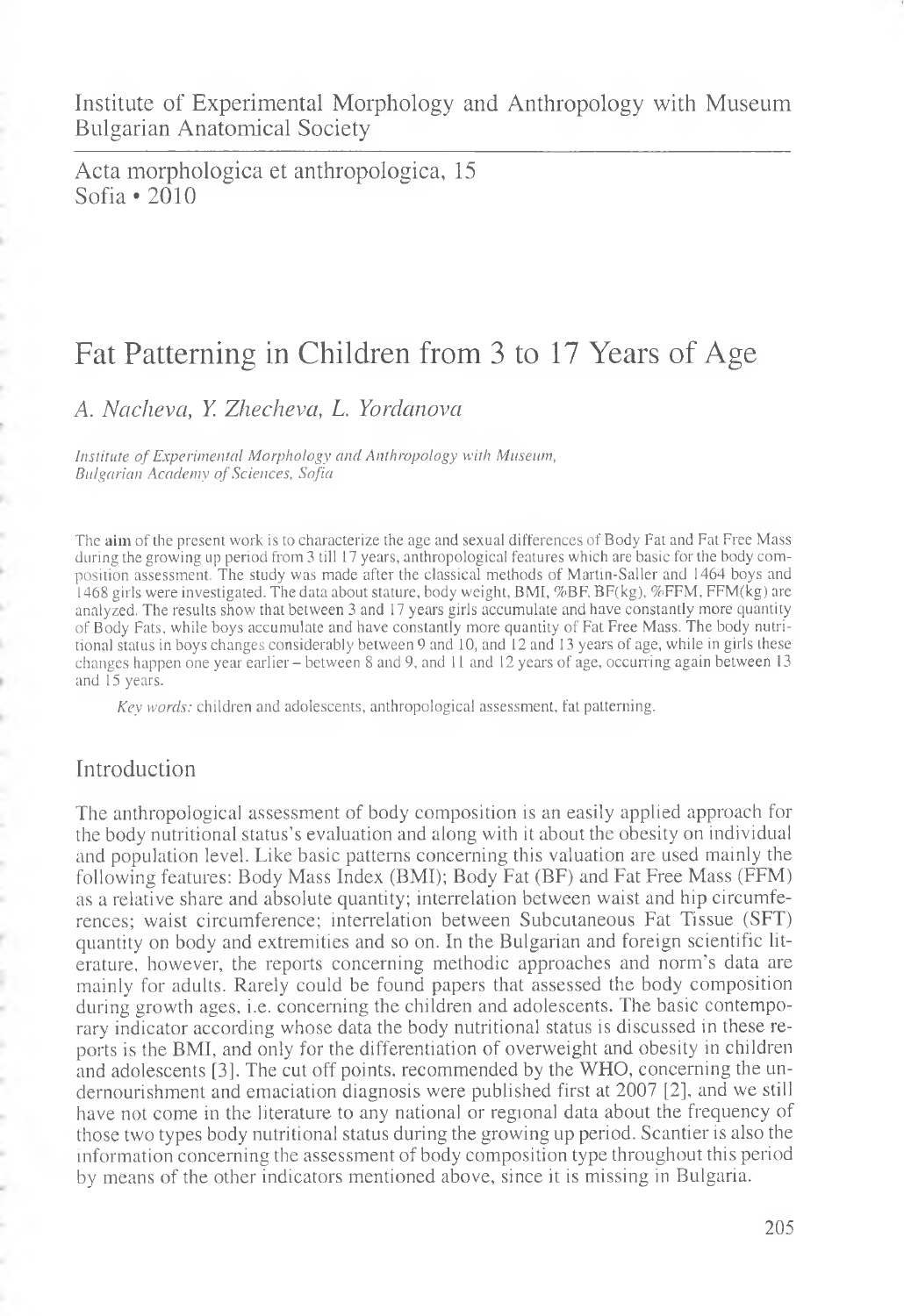Institute of Experimental Morphology and Anthropology with Museum
Bulgarian Anatomical Society

Acta morphologica et anthropologica, 15
Sofia • 2010

# Fat Patterning in Children from 3 to 17 Years of Age

*A. Nacheva, Y. Zhecheva, L. Yordanova*

*Institute of Experimental Morphology and Anthropology with Museum, Bulgarian Academy of Sciences, Sofia*

The **aim** of the present work is to characterize the age and sexual differences of Body Fat and Fat Free Mass during the growing up period from 3 till 17 years, anthropological features which are basic for the body composition assessment. The study was made after the classical methods of Martin-Saller and 1464 boys and 1468 girls were investigated. The data about stature, body weight, BMI, %BF, BF(kg), %FFM, FFM(kg) are analyzed. The results show that between 3 and 17 years girls accumulate and have constantly more quantity of Body Fats, while boys accumulate and have constantly more quantity of Fat Free Mass. The body nutritional status in boys changes considerably between 9 and 10, and 12 and 13 years of age, while in girls these changes happen one year earlier – between 8 and 9, and 11 and 12 years of age, occurring again between 13 and 15 years.

*Key words:* children and adolescents, anthropological assessment, fat patterning.

## Introduction

The anthropological assessment of body composition is an easily applied approach for the body nutritional status's evaluation and along with it about the obesity on individual and population level. Like basic patterns concerning this valuation are used mainly the following features: Body Mass Index (BMI); Body Fat (BF) and Fat Free Mass (FFM) as a relative share and absolute quantity; interrelation between waist and hip circumferences; waist circumference; interrelation between Subcutaneous Fat Tissue (SFT) quantity on body and extremities and so on. In the Bulgarian and foreign scientific literature, however, the reports concerning methodic approaches and norm's data are mainly for adults. Rarely could be found papers that assessed the body composition during growth ages, i.e. concerning the children and adolescents. The basic contemporary indicator according whose data the body nutritional status is discussed in these reports is the BMI, and only for the differentiation of overweight and obesity in children and adolescents [3]. The cut off points, recommended by the WHO, concerning the undernourishment and emaciation diagnosis were published first at 2007 [2], and we still have not come in the literature to any national or regional data about the frequency of those two types body nutritional status during the growing up period. Scantier is also the information concerning the assessment of body composition type throughout this period by means of the other indicators mentioned above, since it is missing in Bulgaria.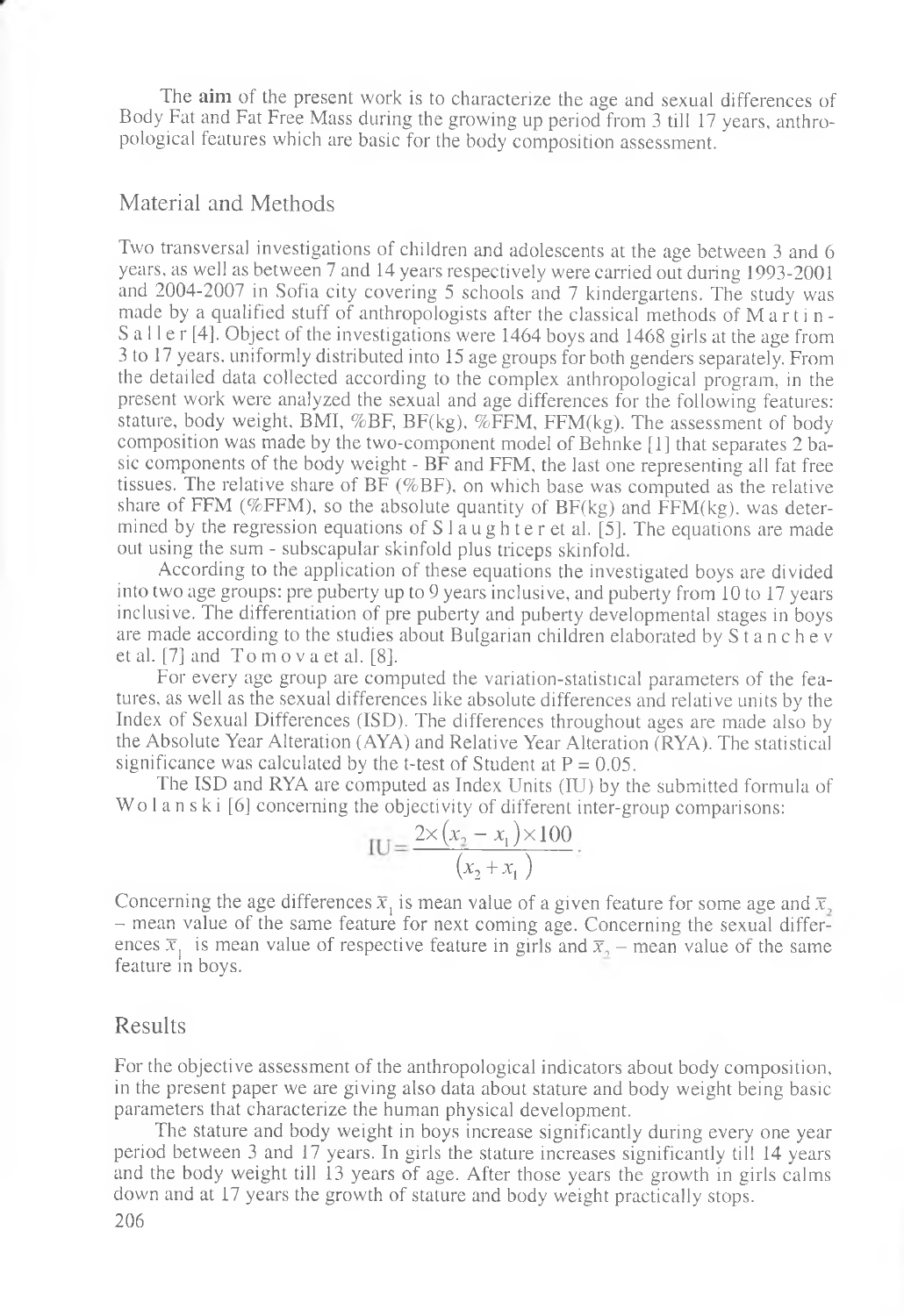The **aim** of the present work is to characterize the age and sexual differences of Body Fat and Fat Free Mass during the growing up period from 3 till 17 years, anthropological features which are basic for the body composition assessment.

## Material and Methods

Two transversal investigations of children and adolescents at the age between 3 and 6 years, as well as between 7 and 14 years respectively were carried out during 1993-2001 and 2004-2007 in Sofia city covering 5 schools and 7 kindergartens. The study was made by a qualified stuff of anthropologists after the classical methods of Martin-Saller [4]. Object of the investigations were 1464 boys and 1468 girls at the age from 3 to 17 years, uniformly distributed into 15 age groups for both genders separately. From the detailed data collected according to the complex anthropological program, in the present work were analyzed the sexual and age differences for the following features: stature, body weight, BMI, %BF, BF(kg), %FFM, FFM(kg). The assessment of body composition was made by the two-component model of Behnke [1] that separates 2 basic components of the body weight - BF and FFM, the last one representing all fat free tissues. The relative share of BF (%BF), on which base was computed as the relative share of FFM (%FFM), so the absolute quantity of BF(kg) and FFM(kg), was determined by the regression equations of Slaughter et al. [5]. The equations are made out using the sum - subscapular skinfold plus triceps skinfold.

According to the application of these equations the investigated boys are divided into two age groups: pre puberty up to 9 years inclusive, and puberty from 10 to 17 years inclusive. The differentiation of pre puberty and puberty developmental stages in boys are made according to the studies about Bulgarian children elaborated by Stanchev et al. [7] and Tomova et al. [8].

For every age group are computed the variation-statistical parameters of the features, as well as the sexual differences like absolute differences and relative units by the Index of Sexual Differences (ISD). The differences throughout ages are made also by the Absolute Year Alteration (AYA) and Relative Year Alteration (RYA). The statistical significance was calculated by the t-test of Student at $P = 0.05$.

The ISD and RYA are computed as Index Units (IU) by the submitted formula of Wolanski [6] concerning the objectivity of different inter-group comparisons:

$$\text{IU} = \frac{2 \times (x_2 - x_1) \times 100}{(x_2 + x_1)}.$$

Concerning the age differences $\bar{x}_1$ is mean value of a given feature for some age and $\bar{x}_2$ – mean value of the same feature for next coming age. Concerning the sexual differences $\bar{x}_1$ is mean value of respective feature in girls and $\bar{x}_2$ – mean value of the same feature in boys.

## Results

For the objective assessment of the anthropological indicators about body composition, in the present paper we are giving also data about stature and body weight being basic parameters that characterize the human physical development.

The stature and body weight in boys increase significantly during every one year period between 3 and 17 years. In girls the stature increases significantly till 14 years and the body weight till 13 years of age. After those years the growth in girls calms down and at 17 years the growth of stature and body weight practically stops.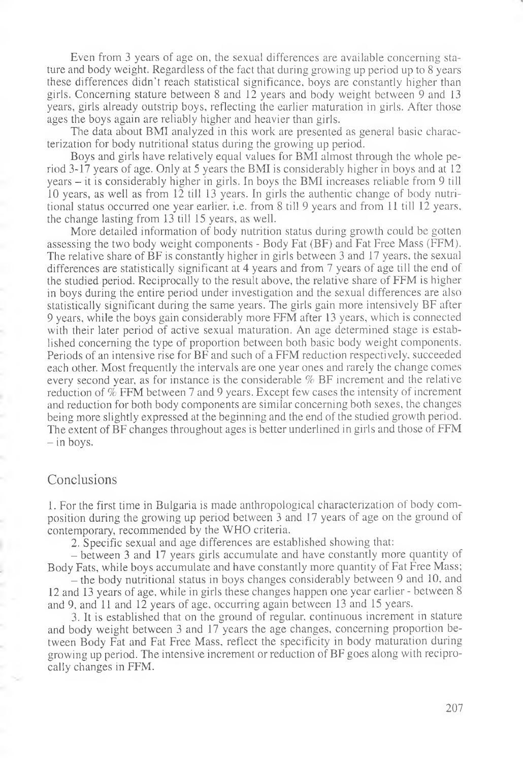Even from 3 years of age on, the sexual differences are available concerning stature and body weight. Regardless of the fact that during growing up period up to 8 years these differences didn't reach statistical significance, boys are constantly higher than girls. Concerning stature between 8 and 12 years and body weight between 9 and 13 years, girls already outstrip boys, reflecting the earlier maturation in girls. After those ages the boys again are reliably higher and heavier than girls.

The data about BMI analyzed in this work are presented as general basic characterization for body nutritional status during the growing up period.

Boys and girls have relatively equal values for BMI almost through the whole period 3-17 years of age. Only at 5 years the BMI is considerably higher in boys and at 12 years – it is considerably higher in girls. In boys the BMI increases reliable from 9 till 10 years, as well as from 12 till 13 years. In girls the authentic change of body nutritional status occurred one year earlier, i.e. from 8 till 9 years and from 11 till 12 years, the change lasting from 13 till 15 years, as well.

More detailed information of body nutrition status during growth could be gotten assessing the two body weight components - Body Fat (BF) and Fat Free Mass (FFM). The relative share of BF is constantly higher in girls between 3 and 17 years, the sexual differences are statistically significant at 4 years and from 7 years of age till the end of the studied period. Reciprocally to the result above, the relative share of FFM is higher in boys during the entire period under investigation and the sexual differences are also statistically significant during the same years. The girls gain more intensively BF after 9 years, while the boys gain considerably more FFM after 13 years, which is connected with their later period of active sexual maturation. An age determined stage is established concerning the type of proportion between both basic body weight components. Periods of an intensive rise for BF and such of a FFM reduction respectively, succeeded each other. Most frequently the intervals are one year ones and rarely the change comes every second year, as for instance is the considerable % BF increment and the relative reduction of % FFM between 7 and 9 years. Except few cases the intensity of increment and reduction for both body components are similar concerning both sexes, the changes being more slightly expressed at the beginning and the end of the studied growth period. The extent of BF changes throughout ages is better underlined in girls and those of FFM – in boys.

## Conclusions

1. For the first time in Bulgaria is made anthropological characterization of body composition during the growing up period between 3 and 17 years of age on the ground of contemporary, recommended by the WHO criteria.

2. Specific sexual and age differences are established showing that:

– between 3 and 17 years girls accumulate and have constantly more quantity of Body Fats, while boys accumulate and have constantly more quantity of Fat Free Mass;

– the body nutritional status in boys changes considerably between 9 and 10, and 12 and 13 years of age, while in girls these changes happen one year earlier - between 8 and 9, and 11 and 12 years of age, occurring again between 13 and 15 years.

3. It is established that on the ground of regular, continuous increment in stature and body weight between 3 and 17 years the age changes, concerning proportion between Body Fat and Fat Free Mass, reflect the specificity in body maturation during growing up period. The intensive increment or reduction of BF goes along with reciprocally changes in FFM.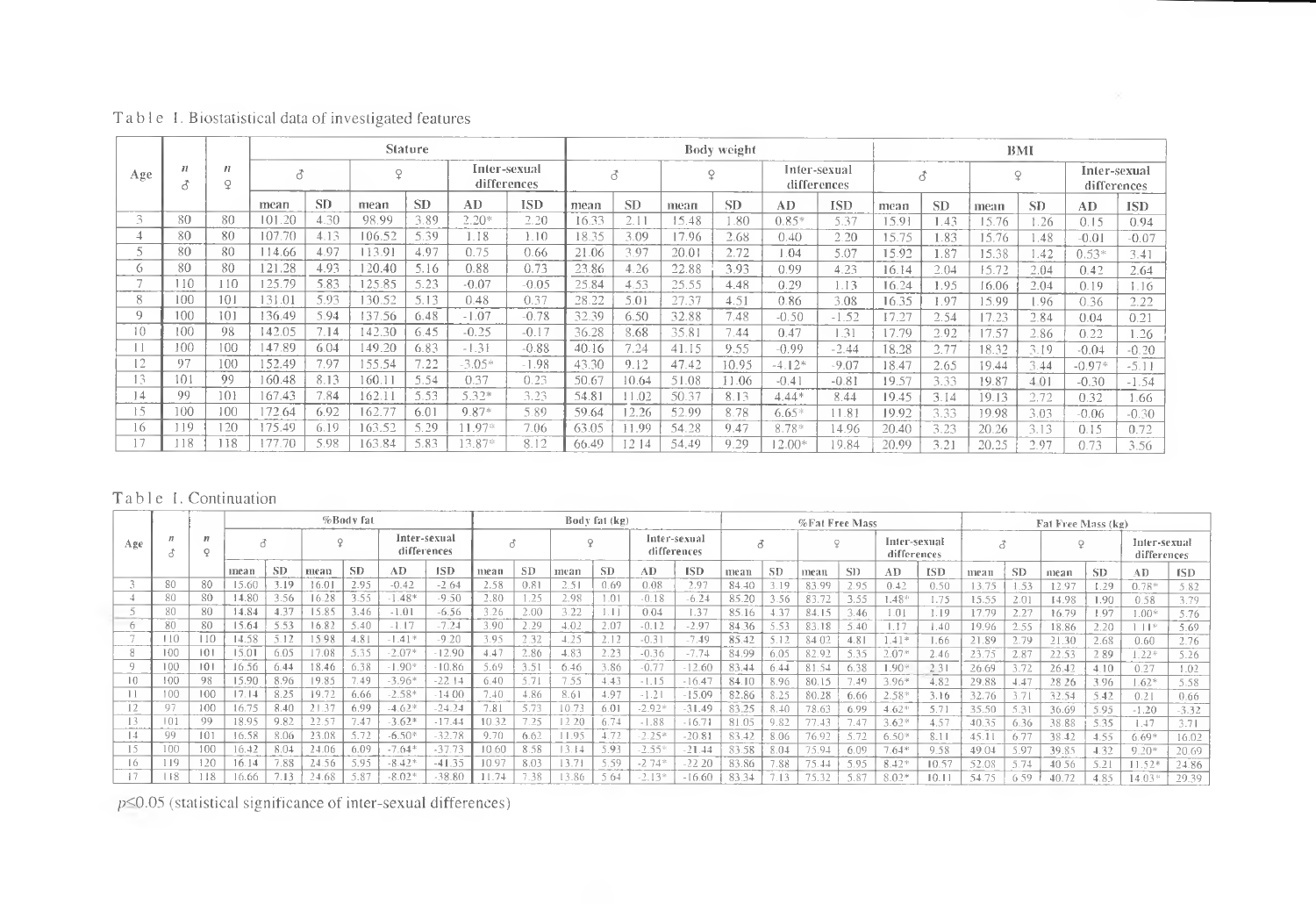Table I. Biostatistical data of investigated features

| Age | n ♂ | n ♀ | Stature | | | | | | Body weight | | | | | | BMI | | | | | |
|---|---|---|---|---|---|---|---|---|---|---|---|---|---|---|---|---|---|---|---|---|
| | | | ♂ | | ♀ | | Inter-sexual differences | | ♂ | | ♀ | | Inter-sexual differences | | ♂ | | ♀ | | Inter-sexual differences | |
| | | | mean | SD | mean | SD | AD | ISD | mean | SD | mean | SD | AD | ISD | mean | SD | mean | SD | AD | ISD |
| 3 | 80 | 80 | 101.20 | 4.30 | 98.99 | 3.89 | 2.20* | 2.20 | 16.33 | 2.11 | 15.48 | 1.80 | 0.85* | 5.37 | 15.91 | 1.43 | 15.76 | 1.26 | 0.15 | 0.94 |
| 4 | 80 | 80 | 107.70 | 4.13 | 106.52 | 5.39 | 1.18 | 1.10 | 18.35 | 3.09 | 17.96 | 2.68 | 0.40 | 2.20 | 15.75 | 1.83 | 15.76 | 1.48 | -0.01 | -0.07 |
| 5 | 80 | 80 | 114.66 | 4.97 | 113.91 | 4.97 | 0.75 | 0.66 | 21.06 | 3.97 | 20.01 | 2.72 | 1.04 | 5.07 | 15.92 | 1.87 | 15.38 | 1.42 | 0.53* | 3.41 |
| 6 | 80 | 80 | 121.28 | 4.93 | 120.40 | 5.16 | 0.88 | 0.73 | 23.86 | 4.26 | 22.88 | 3.93 | 0.99 | 4.23 | 16.14 | 2.04 | 15.72 | 2.04 | 0.42 | 2.64 |
| 7 | 110 | 110 | 125.79 | 5.83 | 125.85 | 5.23 | -0.07 | -0.05 | 25.84 | 4.53 | 25.55 | 4.48 | 0.29 | 1.13 | 16.24 | 1.95 | 16.06 | 2.04 | 0.19 | 1.16 |
| 8 | 100 | 101 | 131.01 | 5.93 | 130.52 | 5.13 | 0.48 | 0.37 | 28.22 | 5.01 | 27.37 | 4.51 | 0.86 | 3.08 | 16.35 | 1.97 | 15.99 | 1.96 | 0.36 | 2.22 |
| 9 | 100 | 101 | 136.49 | 5.94 | 137.56 | 6.48 | -1.07 | -0.78 | 32.39 | 6.50 | 32.88 | 7.48 | -0.50 | -1.52 | 17.27 | 2.54 | 17.23 | 2.84 | 0.04 | 0.21 |
| 10 | 100 | 98 | 142.05 | 7.14 | 142.30 | 6.45 | -0.25 | -0.17 | 36.28 | 8.68 | 35.81 | 7.44 | 0.47 | 1.31 | 17.79 | 2.92 | 17.57 | 2.86 | 0.22 | 1.26 |
| 11 | 100 | 100 | 147.89 | 6.04 | 149.20 | 6.83 | -1.31 | -0.88 | 40.16 | 7.24 | 41.15 | 9.55 | -0.99 | -2.44 | 18.28 | 2.77 | 18.32 | 3.19 | -0.04 | -0.20 |
| 12 | 97 | 100 | 152.49 | 7.97 | 155.54 | 7.22 | -3.05* | -1.98 | 43.30 | 9.12 | 47.42 | 10.95 | -4.12* | -9.07 | 18.47 | 2.65 | 19.44 | 3.44 | -0.97* | -5.11 |
| 13 | 101 | 99 | 160.48 | 8.13 | 160.11 | 5.54 | 0.37 | 0.23 | 50.67 | 10.64 | 51.08 | 11.06 | -0.41 | -0.81 | 19.57 | 3.33 | 19.87 | 4.01 | -0.30 | -1.54 |
| 14 | 99 | 101 | 167.43 | 7.84 | 162.11 | 5.53 | 5.32* | 3.23 | 54.81 | 11.02 | 50.37 | 8.13 | 4.44* | 8.44 | 19.45 | 3.14 | 19.13 | 2.72 | 0.32 | 1.66 |
| 15 | 100 | 100 | 172.64 | 6.92 | 162.77 | 6.01 | 9.87* | 5.89 | 59.64 | 12.26 | 52.99 | 8.78 | 6.65* | 11.81 | 19.92 | 3.33 | 19.98 | 3.03 | -0.06 | -0.30 |
| 16 | 119 | 120 | 175.49 | 6.19 | 163.52 | 5.29 | 11.97* | 7.06 | 63.05 | 11.99 | 54.28 | 9.47 | 8.78* | 14.96 | 20.40 | 3.23 | 20.26 | 3.13 | 0.15 | 0.72 |
| 17 | 118 | 118 | 177.70 | 5.98 | 163.84 | 5.83 | 13.87* | 8.12 | 66.49 | 12.14 | 54.49 | 9.29 | 12.00* | 19.84 | 20.99 | 3.21 | 20.25 | 2.97 | 0.73 | 3.56 |

Table I. Continuation

| Age | n ♂ | n ♀ | %Body fat | | | | | | Body fat (kg) | | | | | | %Fat Free Mass | | | | | | Fat Free Mass (kg) | | | | | |
|---|---|---|---|---|---|---|---|---|---|---|---|---|---|---|---|---|---|---|---|---|---|---|---|---|---|---|
| | | | ♂ | | ♀ | | Inter-sexual differences | | ♂ | | ♀ | | Inter-sexual differences | | ♂ | | ♀ | | Inter-sexual differences | | ♂ | | ♀ | | Inter-sexual differences | |
| | | | mean | SD | mean | SD | AD | ISD | mean | SD | mean | SD | AD | ISD | mean | SD | mean | SD | AD | ISD | mean | SD | mean | SD | AD | ISD |
| 3 | 80 | 80 | 15.60 | 3.19 | 16.01 | 2.95 | -0.42 | -2.64 | 2.58 | 0.81 | 2.51 | 0.69 | 0.08 | 2.97 | 84.40 | 3.19 | 83.99 | 2.95 | 0.42 | 0.50 | 13.75 | 1.53 | 12.97 | 1.29 | 0.78* | 5.82 |
| 4 | 80 | 80 | 14.80 | 3.56 | 16.28 | 3.55 | -1.48* | -9.50 | 2.80 | 1.25 | 2.98 | 1.01 | -0.18 | -6.24 | 85.20 | 3.56 | 83.72 | 3.55 | 1.48* | 1.75 | 15.55 | 2.01 | 14.98 | 1.90 | 0.58 | 3.79 |
| 5 | 80 | 80 | 14.84 | 4.37 | 15.85 | 3.46 | -1.01 | -6.56 | 3.26 | 2.00 | 3.22 | 1.11 | 0.04 | 1.37 | 85.16 | 4.37 | 84.15 | 3.46 | 1.01 | 1.19 | 17.79 | 2.27 | 16.79 | 1.97 | 1.00* | 5.76 |
| 6 | 80 | 80 | 15.64 | 5.53 | 16.82 | 5.40 | -1.17 | -7.24 | 3.90 | 2.29 | 4.02 | 2.07 | -0.12 | -2.97 | 84.36 | 5.53 | 83.18 | 5.40 | 1.17 | 1.40 | 19.96 | 2.55 | 18.86 | 2.20 | 1.11* | 5.69 |
| 7 | 110 | 110 | 14.58 | 5.12 | 15.98 | 4.81 | -1.41* | -9.20 | 3.95 | 2.32 | 4.25 | 2.12 | -0.31 | -7.49 | 85.42 | 5.12 | 84.02 | 4.81 | 1.41* | 1.66 | 21.89 | 2.79 | 21.30 | 2.68 | 0.60 | 2.76 |
| 8 | 100 | 101 | 15.01 | 6.05 | 17.08 | 5.35 | -2.07* | -12.90 | 4.47 | 2.86 | 4.83 | 2.23 | -0.36 | -7.74 | 84.99 | 6.05 | 82.92 | 5.35 | 2.07* | 2.46 | 23.75 | 2.87 | 22.53 | 2.89 | 1.22* | 5.26 |
| 9 | 100 | 101 | 16.56 | 6.44 | 18.46 | 6.38 | -1.90* | -10.86 | 5.69 | 3.51 | 6.46 | 3.86 | -0.77 | -12.60 | 83.44 | 6.44 | 81.54 | 6.38 | 1.90* | 2.31 | 26.69 | 3.72 | 26.42 | 4.10 | 0.27 | 1.02 |
| 10 | 100 | 98 | 15.90 | 8.96 | 19.85 | 7.49 | -3.96* | -22.14 | 6.40 | 5.71 | 7.55 | 4.43 | -1.15 | -16.47 | 84.10 | 8.96 | 80.15 | 7.49 | 3.96* | 4.82 | 29.88 | 4.47 | 28.26 | 3.96 | 1.62* | 5.58 |
| 11 | 100 | 100 | 17.14 | 8.25 | 19.72 | 6.66 | -2.58* | -14.00 | 7.40 | 4.86 | 8.61 | 4.97 | -1.21 | -15.09 | 82.86 | 8.25 | 80.28 | 6.66 | 2.58* | 3.16 | 32.76 | 3.71 | 32.54 | 5.42 | 0.21 | 0.66 |
| 12 | 97 | 100 | 16.75 | 8.40 | 21.37 | 6.99 | -4.62* | -24.24 | 7.81 | 5.73 | 10.73 | 6.01 | -2.92* | -31.49 | 83.25 | 8.40 | 78.63 | 6.99 | 4.62* | 5.71 | 35.50 | 5.31 | 36.69 | 5.95 | -1.20 | -3.32 |
| 13 | 101 | 99 | 18.95 | 9.82 | 22.57 | 7.47 | -3.62* | -17.44 | 10.32 | 7.25 | 12.20 | 6.74 | -1.88 | -16.71 | 81.05 | 9.82 | 77.43 | 7.47 | 3.62* | 4.57 | 40.35 | 6.36 | 38.88 | 5.35 | 1.47 | 3.71 |
| 14 | 99 | 101 | 16.58 | 8.06 | 23.08 | 5.72 | -6.50* | -32.78 | 9.70 | 6.62 | 11.95 | 4.72 | -2.25* | -20.81 | 83.42 | 8.06 | 76.92 | 5.72 | 6.50* | 8.11 | 45.11 | 6.77 | 38.42 | 4.55 | 6.69* | 16.02 |
| 15 | 100 | 100 | 16.42 | 8.04 | 24.06 | 6.09 | -7.64* | -37.73 | 10.60 | 8.58 | 13.14 | 5.93 | -2.55* | -21.44 | 83.58 | 8.04 | 75.94 | 6.09 | 7.64* | 9.58 | 49.04 | 5.97 | 39.85 | 4.32 | 9.20* | 20.69 |
| 16 | 119 | 120 | 16.14 | 7.88 | 24.56 | 5.95 | -8.42* | -41.35 | 10.97 | 8.03 | 13.71 | 5.59 | -2.74* | -22.20 | 83.86 | 7.88 | 75.44 | 5.95 | 8.42* | 10.57 | 52.08 | 5.74 | 40.56 | 5.21 | 11.52* | 24.86 |
| 17 | 118 | 118 | 16.66 | 7.13 | 24.68 | 5.87 | -8.02* | -38.80 | 11.74 | 7.38 | 13.86 | 5.64 | -2.13* | -16.60 | 83.34 | 7.13 | 75.32 | 5.87 | 8.02* | 10.11 | 54.75 | 6.59 | 40.72 | 4.85 | 14.03* | 29.39 |

$p \leq 0.05$ (statistical significance of inter-sexual differences)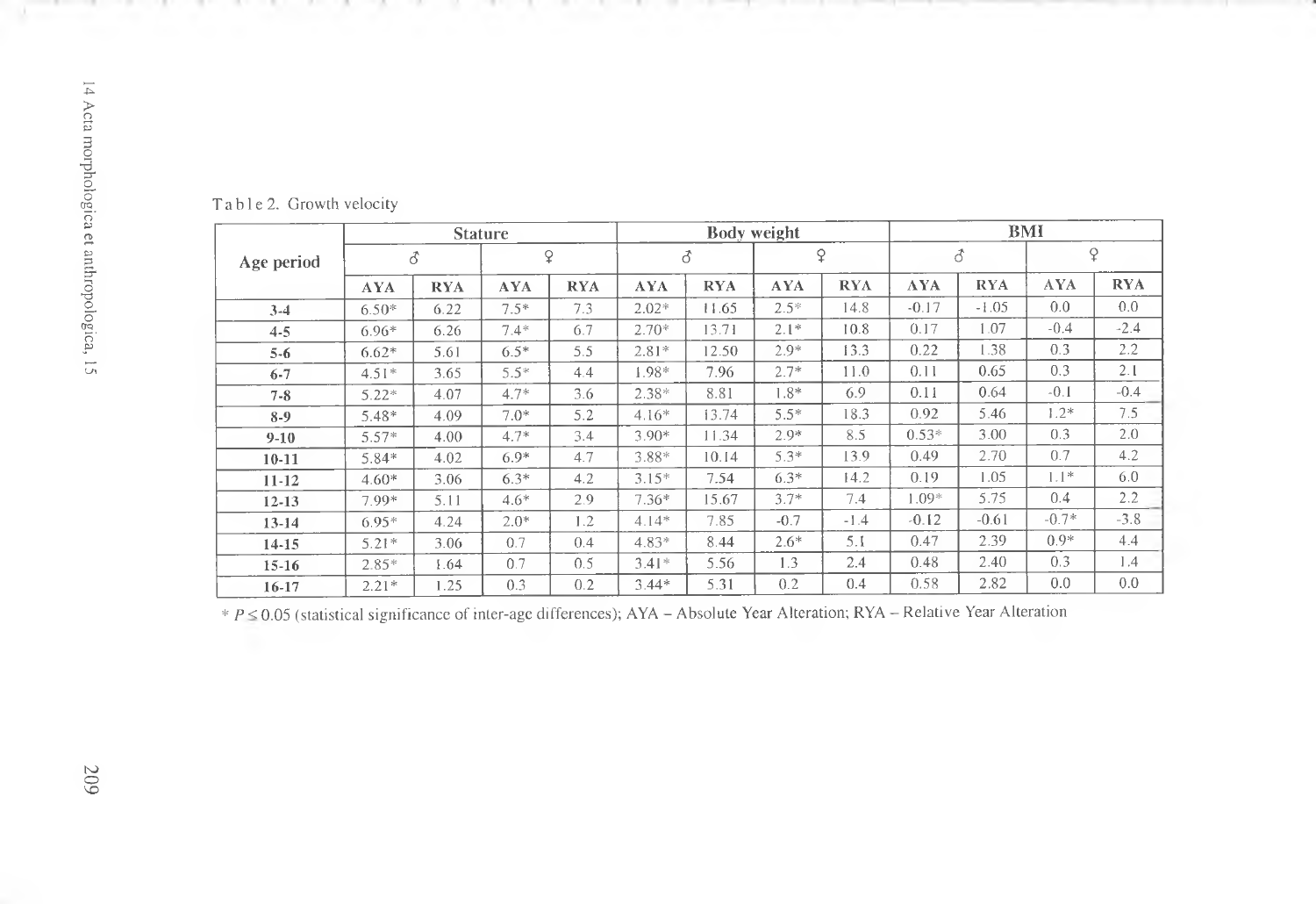Table 2. Growth velocity

| Age period | Stature | | | | Body weight | | | | BMI | | | |
|---|---|---|---|---|---|---|---|---|---|---|---|---|
| | ♂ | | ♀ | | ♂ | | ♀ | | ♂ | | ♀ | |
| | AYA | RYA | AYA | RYA | AYA | RYA | AYA | RYA | AYA | RYA | AYA | RYA |
| 3-4 | 6.50* | 6.22 | 7.5* | 7.3 | 2.02* | 11.65 | 2.5* | 14.8 | -0.17 | -1.05 | 0.0 | 0.0 |
| 4-5 | 6.96* | 6.26 | 7.4* | 6.7 | 2.70* | 13.71 | 2.1* | 10.8 | 0.17 | 1.07 | -0.4 | -2.4 |
| 5-6 | 6.62* | 5.61 | 6.5* | 5.5 | 2.81* | 12.50 | 2.9* | 13.3 | 0.22 | 1.38 | 0.3 | 2.2 |
| 6-7 | 4.51* | 3.65 | 5.5* | 4.4 | 1.98* | 7.96 | 2.7* | 11.0 | 0.11 | 0.65 | 0.3 | 2.1 |
| 7-8 | 5.22* | 4.07 | 4.7* | 3.6 | 2.38* | 8.81 | 1.8* | 6.9 | 0.11 | 0.64 | -0.1 | -0.4 |
| 8-9 | 5.48* | 4.09 | 7.0* | 5.2 | 4.16* | 13.74 | 5.5* | 18.3 | 0.92 | 5.46 | 1.2* | 7.5 |
| 9-10 | 5.57* | 4.00 | 4.7* | 3.4 | 3.90* | 11.34 | 2.9* | 8.5 | 0.53* | 3.00 | 0.3 | 2.0 |
| 10-11 | 5.84* | 4.02 | 6.9* | 4.7 | 3.88* | 10.14 | 5.3* | 13.9 | 0.49 | 2.70 | 0.7 | 4.2 |
| 11-12 | 4.60* | 3.06 | 6.3* | 4.2 | 3.15* | 7.54 | 6.3* | 14.2 | 0.19 | 1.05 | 1.1* | 6.0 |
| 12-13 | 7.99* | 5.11 | 4.6* | 2.9 | 7.36* | 15.67 | 3.7* | 7.4 | 1.09* | 5.75 | 0.4 | 2.2 |
| 13-14 | 6.95* | 4.24 | 2.0* | 1.2 | 4.14* | 7.85 | -0.7 | -1.4 | -0.12 | -0.61 | -0.7* | -3.8 |
| 14-15 | 5.21* | 3.06 | 0.7 | 0.4 | 4.83* | 8.44 | 2.6* | 5.1 | 0.47 | 2.39 | 0.9* | 4.4 |
| 15-16 | 2.85* | 1.64 | 0.7 | 0.5 | 3.41* | 5.56 | 1.3 | 2.4 | 0.48 | 2.40 | 0.3 | 1.4 |
| 16-17 | 2.21* | 1.25 | 0.3 | 0.2 | 3.44* | 5.31 | 0.2 | 0.4 | 0.58 | 2.82 | 0.0 | 0.0 |

* $P \leq 0.05$ (statistical significance of inter-age differences); AYA – Absolute Year Alteration; RYA – Relative Year Alteration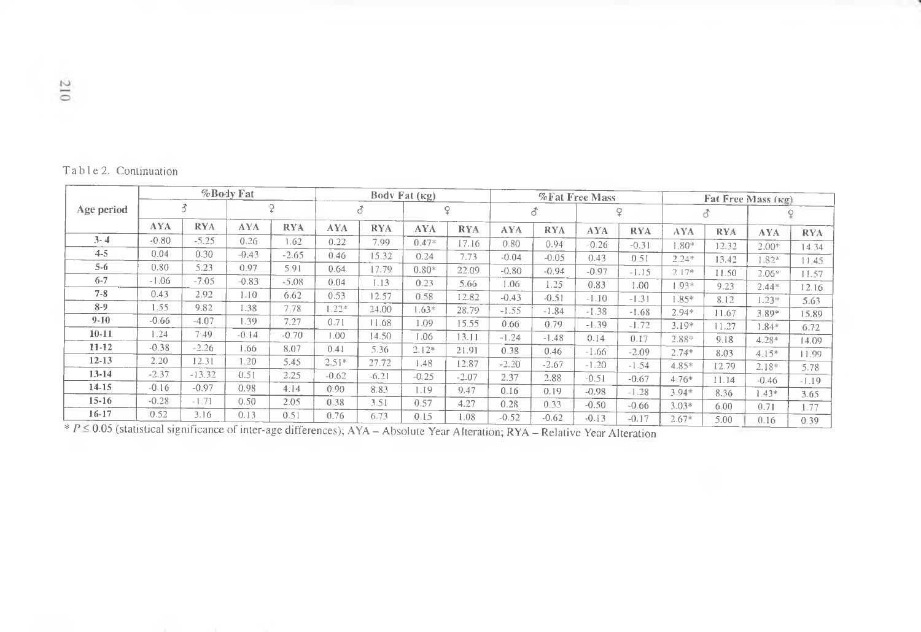Table 2. Continuation

| Age period | %Body Fat | | | | Body Fat (кg) | | | | %Fat Free Mass | | | | Fat Free Mass (кg) | | | |
|---|---|---|---|---|---|---|---|---|---|---|---|---|---|---|---|---|
| | ♂ | | ♀ | | ♂ | | ♀ | | ♂ | | ♀ | | ♂ | | ♀ | |
| | AYA | RYA | AYA | RYA | AYA | RYA | AYA | RYA | AYA | RYA | AYA | RYA | AYA | RYA | AYA | RYA |
| 3-4 | -0.80 | -5.25 | 0.26 | 1.62 | 0.22 | 7.99 | 0.47* | 17.16 | 0.80 | 0.94 | -0.26 | -0.31 | 1.80* | 12.32 | 2.00* | 14.34 |
| 4-5 | 0.04 | 0.30 | -0.43 | -2.65 | 0.46 | 15.32 | 0.24 | 7.73 | -0.04 | -0.05 | 0.43 | 0.51 | 2.24* | 13.42 | 1.82* | 11.45 |
| 5-6 | 0.80 | 5.23 | 0.97 | 5.91 | 0.64 | 17.79 | 0.80* | 22.09 | -0.80 | -0.94 | -0.97 | -1.15 | 2.17* | 11.50 | 2.06* | 11.57 |
| 6-7 | -1.06 | -7.05 | -0.83 | -5.08 | 0.04 | 1.13 | 0.23 | 5.66 | 1.06 | 1.25 | 0.83 | 1.00 | 1.93* | 9.23 | 2.44* | 12.16 |
| 7-8 | 0.43 | 2.92 | 1.10 | 6.62 | 0.53 | 12.57 | 0.58 | 12.82 | -0.43 | -0.51 | -1.10 | -1.31 | 1.85* | 8.12 | 1.23* | 5.63 |
| 8-9 | 1.55 | 9.82 | 1.38 | 7.78 | 1.22* | 24.00 | 1.63* | 28.79 | -1.55 | -1.84 | -1.38 | -1.68 | 2.94* | 11.67 | 3.89* | 15.89 |
| 9-10 | -0.66 | -4.07 | 1.39 | 7.27 | 0.71 | 11.68 | 1.09 | 15.55 | 0.66 | 0.79 | -1.39 | -1.72 | 3.19* | 11.27 | 1.84* | 6.72 |
| 10-11 | 1.24 | 7.49 | -0.14 | -0.70 | 1.00 | 14.50 | 1.06 | 13.11 | -1.24 | -1.48 | 0.14 | 0.17 | 2.88* | 9.18 | 4.28* | 14.09 |
| 11-12 | -0.38 | -2.26 | 1.66 | 8.07 | 0.41 | 5.36 | 2.12* | 21.91 | 0.38 | 0.46 | -1.66 | -2.09 | 2.74* | 8.03 | 4.15* | 11.99 |
| 12-13 | 2.20 | 12.31 | 1.20 | 5.45 | 2.51* | 27.72 | 1.48 | 12.87 | -2.20 | -2.67 | -1.20 | -1.54 | 4.85* | 12.79 | 2.18* | 5.78 |
| 13-14 | -2.37 | -13.32 | 0.51 | 2.25 | -0.62 | -6.21 | -0.25 | -2.07 | 2.37 | 2.88 | -0.51 | -0.67 | 4.76* | 11.14 | -0.46 | -1.19 |
| 14-15 | -0.16 | -0.97 | 0.98 | 4.14 | 0.90 | 8.83 | 1.19 | 9.47 | 0.16 | 0.19 | -0.98 | -1.28 | 3.94* | 8.36 | 1.43* | 3.65 |
| 15-16 | -0.28 | -1.71 | 0.50 | 2.05 | 0.38 | 3.51 | 0.57 | 4.27 | 0.28 | 0.33 | -0.50 | -0.66 | 3.03* | 6.00 | 0.71 | 1.77 |
| 16-17 | 0.52 | 3.16 | 0.13 | 0.51 | 0.76 | 6.73 | 0.15 | 1.08 | -0.52 | -0.62 | -0.13 | -0.17 | 2.67* | 5.00 | 0.16 | 0.39 |

* $P \leq 0.05$ (statistical significance of inter-age differences); AYA – Absolute Year Alteration; RYA – Relative Year Alteration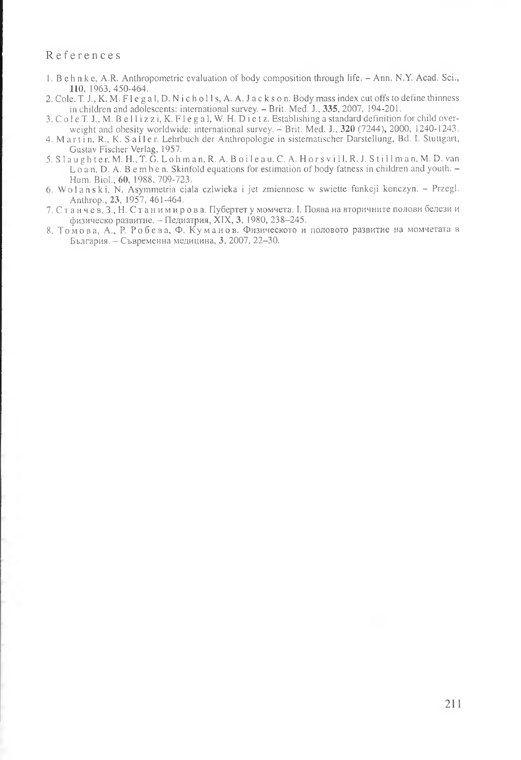## References

1. Behnke, A.R. Anthropometric evaluation of body composition through life. – Ann. N.Y. Acad. Sci., **110**, 1963, 450-464.
2. Cole, T. J., K. M. Flegal, D. Nicholls, A. A. Jackson. Body mass index cut offs to define thinness in children and adolescents: international survey. – Brit. Med. J., **335**, 2007, 194-201.
3. Cole T. J., M. Bellizzi, K. Flegal, W. H. Dietz. Establishing a standard definition for child overweight and obesity worldwide: international survey. – Brit. Med. J., **320** (7244), 2000, 1240-1243.
4. Martin, R., K. Saller. Lehrbuch der Anthropologie in sistematischer Darstellung, Bd. I. Stuttgart, Gustav Fischer Verlag, 1957.
5. Slaughter, M. H., T. G. Lohman, R. A. Boileau, C. A. Horsvill, R. J. Stillman, M. D. van Loan, D. A. Bemben. Skinfold equations for estimation of body fatness in children and youth. – Hum. Biol., **60**, 1988, 709-723.
6. Wolanski, N. Asymmetria ciala czlwieka i jet zmiennosc w swiette funkcji konczyn. – Przegl. Anthrop., **23**, 1957, 461-464.
7. Станчев, З., Н. Станимирова. Пубертет у момчета. I. Поява на вторичните полови белези и физическо развитие. – Педиатрия, XIX, **3**, 1980, 238–245.
8. Томова, А., Р. Робева, Ф. Куманов. Физическото и половото развитие на момчетата в България. – Съвременна медицина, **3**, 2007, 22–30.